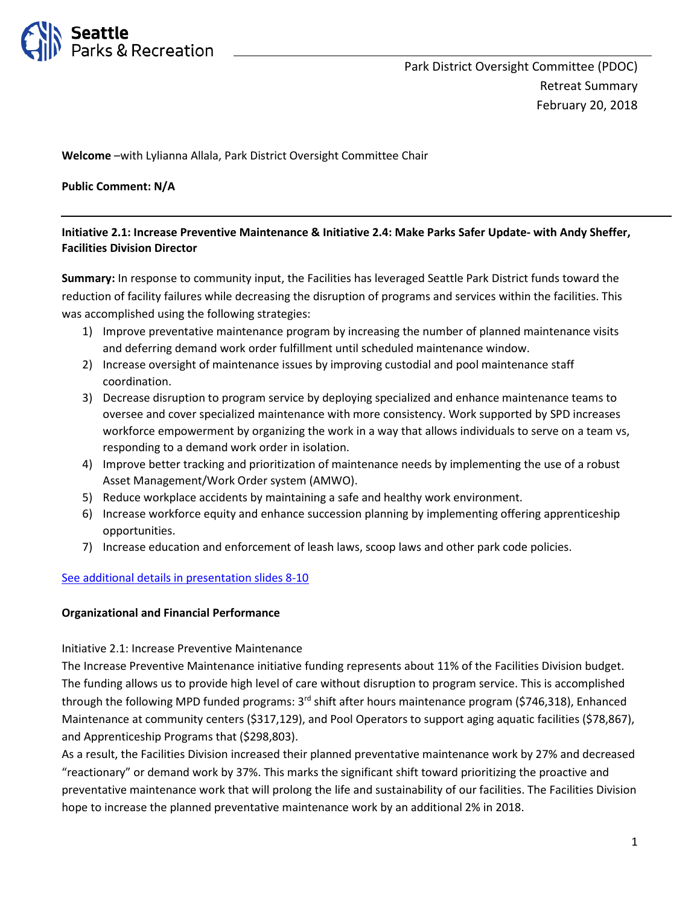Park District Oversight Committee (PDOC)
Retreat Summary
February 20, 2018

**Welcome** –with Lylianna Allala, Park District Oversight Committee Chair

**Public Comment: N/A**

---

**Initiative 2.1: Increase Preventive Maintenance & Initiative 2.4: Make Parks Safer Update- with Andy Sheffer, Facilities Division Director**

**Summary:** In response to community input, the Facilities has leveraged Seattle Park District funds toward the reduction of facility failures while decreasing the disruption of programs and services within the facilities. This was accomplished using the following strategies:

1) Improve preventative maintenance program by increasing the number of planned maintenance visits and deferring demand work order fulfillment until scheduled maintenance window.
2) Increase oversight of maintenance issues by improving custodial and pool maintenance staff coordination.
3) Decrease disruption to program service by deploying specialized and enhance maintenance teams to oversee and cover specialized maintenance with more consistency. Work supported by SPD increases workforce empowerment by organizing the work in a way that allows individuals to serve on a team vs, responding to a demand work order in isolation.
4) Improve better tracking and prioritization of maintenance needs by implementing the use of a robust Asset Management/Work Order system (AMWO).
5) Reduce workplace accidents by maintaining a safe and healthy work environment.
6) Increase workforce equity and enhance succession planning by implementing offering apprenticeship opportunities.
7) Increase education and enforcement of leash laws, scoop laws and other park code policies.

See additional details in presentation slides 8-10

**Organizational and Financial Performance**

Initiative 2.1: Increase Preventive Maintenance

The Increase Preventive Maintenance initiative funding represents about 11% of the Facilities Division budget. The funding allows us to provide high level of care without disruption to program service. This is accomplished through the following MPD funded programs: 3rd shift after hours maintenance program ($746,318), Enhanced Maintenance at community centers ($317,129), and Pool Operators to support aging aquatic facilities ($78,867), and Apprenticeship Programs that ($298,803).

As a result, the Facilities Division increased their planned preventative maintenance work by 27% and decreased "reactionary" or demand work by 37%. This marks the significant shift toward prioritizing the proactive and preventative maintenance work that will prolong the life and sustainability of our facilities. The Facilities Division hope to increase the planned preventative maintenance work by an additional 2% in 2018.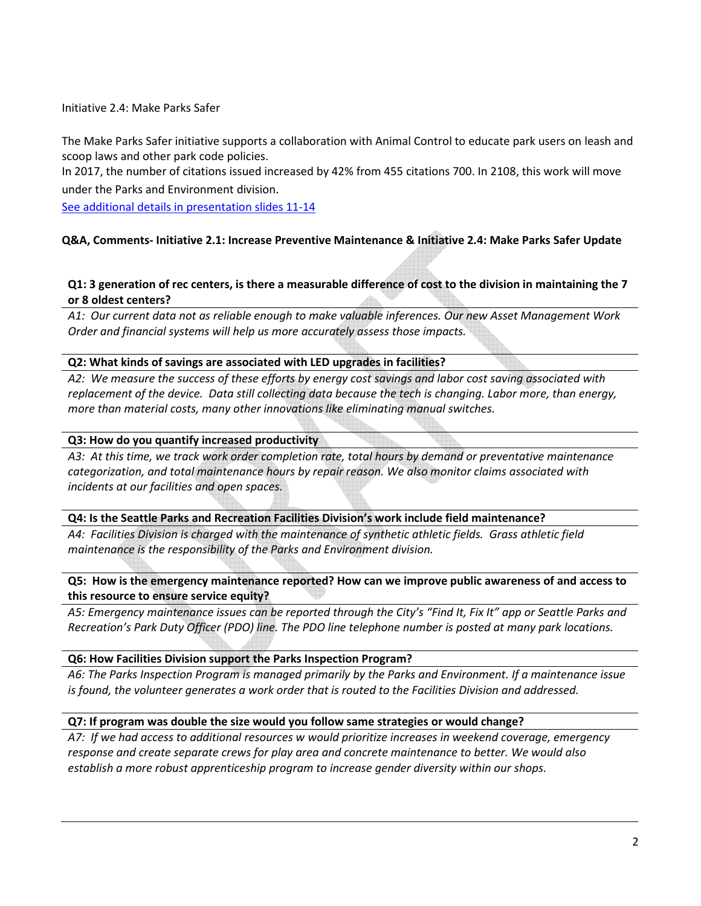Initiative 2.4: Make Parks Safer

The Make Parks Safer initiative supports a collaboration with Animal Control to educate park users on leash and scoop laws and other park code policies.
In 2017, the number of citations issued increased by 42% from 455 citations 700. In 2108, this work will move under the Parks and Environment division.
[See additional details in presentation slides 11-14]

**Q&A, Comments- Initiative 2.1: Increase Preventive Maintenance & Initiative 2.4: Make Parks Safer Update**

**Q1: 3 generation of rec centers, is there a measurable difference of cost to the division in maintaining the 7 or 8 oldest centers?**

*A1: Our current data not as reliable enough to make valuable inferences. Our new Asset Management Work Order and financial systems will help us more accurately assess those impacts.*

**Q2: What kinds of savings are associated with LED upgrades in facilities?**

*A2: We measure the success of these efforts by energy cost savings and labor cost saving associated with replacement of the device. Data still collecting data because the tech is changing. Labor more, than energy, more than material costs, many other innovations like eliminating manual switches.*

**Q3: How do you quantify increased productivity**

*A3: At this time, we track work order completion rate, total hours by demand or preventative maintenance categorization, and total maintenance hours by repair reason. We also monitor claims associated with incidents at our facilities and open spaces.*

**Q4: Is the Seattle Parks and Recreation Facilities Division's work include field maintenance?**

*A4: Facilities Division is charged with the maintenance of synthetic athletic fields. Grass athletic field maintenance is the responsibility of the Parks and Environment division.*

**Q5: How is the emergency maintenance reported? How can we improve public awareness of and access to this resource to ensure service equity?**

*A5: Emergency maintenance issues can be reported through the City's "Find It, Fix It" app or Seattle Parks and Recreation's Park Duty Officer (PDO) line. The PDO line telephone number is posted at many park locations.*

**Q6: How Facilities Division support the Parks Inspection Program?**

*A6: The Parks Inspection Program is managed primarily by the Parks and Environment. If a maintenance issue is found, the volunteer generates a work order that is routed to the Facilities Division and addressed.*

**Q7: If program was double the size would you follow same strategies or would change?**

*A7: If we had access to additional resources w would prioritize increases in weekend coverage, emergency response and create separate crews for play area and concrete maintenance to better. We would also establish a more robust apprenticeship program to increase gender diversity within our shops.*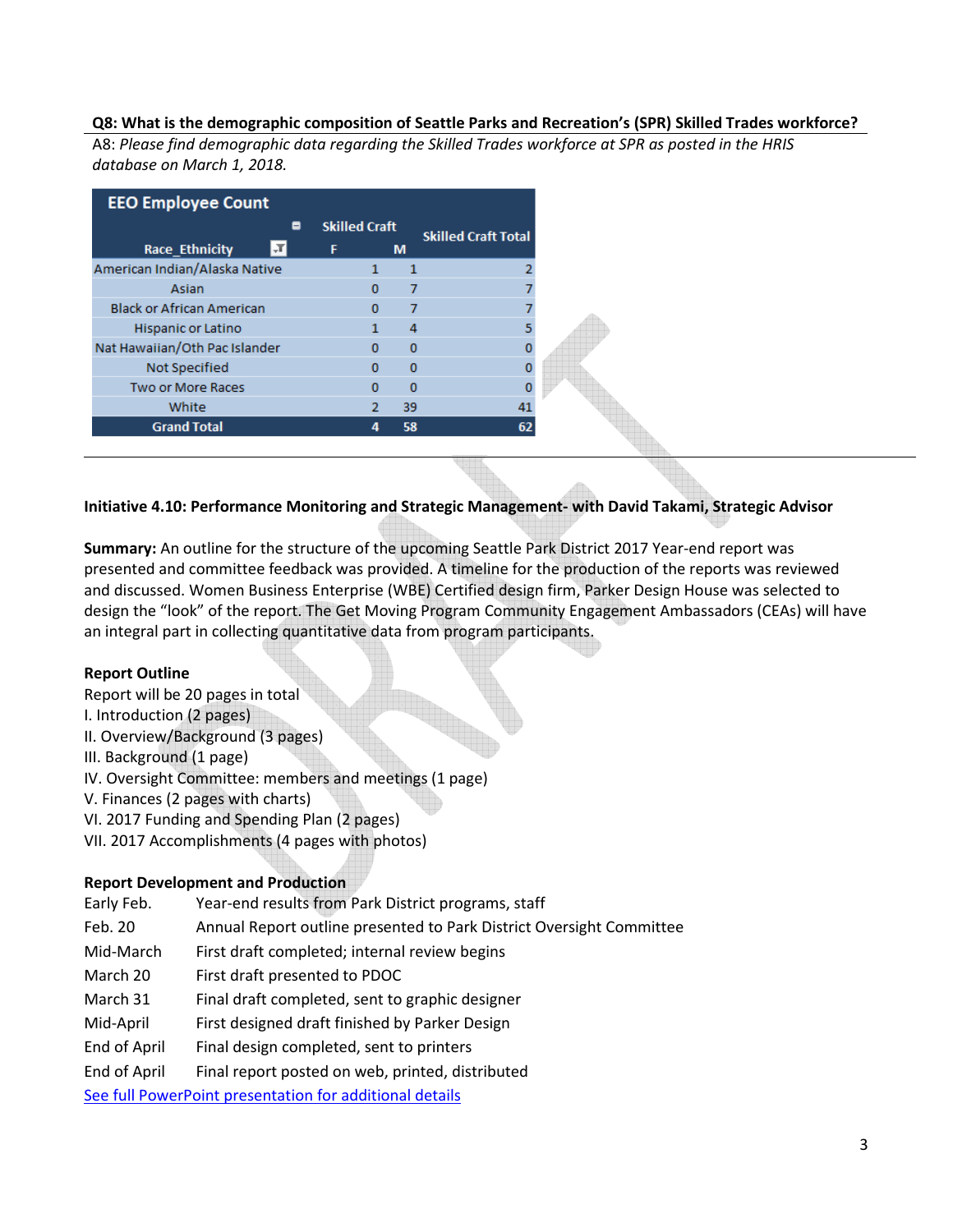**Q8: What is the demographic composition of Seattle Parks and Recreation's (SPR) Skilled Trades workforce?**

A8: *Please find demographic data regarding the Skilled Trades workforce at SPR as posted in the HRIS database on March 1, 2018.*

| EEO Employee Count | | | |
|---|---|---|---|
| | Skilled Craft | | Skilled Craft Total |
| Race_Ethnicity | F | M | |
| American Indian/Alaska Native | 1 | 1 | 2 |
| Asian | 0 | 7 | 7 |
| Black or African American | 0 | 7 | 7 |
| Hispanic or Latino | 1 | 4 | 5 |
| Nat Hawaiian/Oth Pac Islander | 0 | 0 | 0 |
| Not Specified | 0 | 0 | 0 |
| Two or More Races | 0 | 0 | 0 |
| White | 2 | 39 | 41 |
| Grand Total | 4 | 58 | 62 |

**Initiative 4.10: Performance Monitoring and Strategic Management- with David Takami, Strategic Advisor**

**Summary:** An outline for the structure of the upcoming Seattle Park District 2017 Year-end report was presented and committee feedback was provided. A timeline for the production of the reports was reviewed and discussed. Women Business Enterprise (WBE) Certified design firm, Parker Design House was selected to design the "look" of the report. The Get Moving Program Community Engagement Ambassadors (CEAs) will have an integral part in collecting quantitative data from program participants.

**Report Outline**

Report will be 20 pages in total

I. Introduction (2 pages)
II. Overview/Background (3 pages)
III. Background (1 page)
IV. Oversight Committee: members and meetings (1 page)
V. Finances (2 pages with charts)
VI. 2017 Funding and Spending Plan (2 pages)
VII. 2017 Accomplishments (4 pages with photos)

**Report Development and Production**

| | |
|---|---|
| Early Feb. | Year-end results from Park District programs, staff |
| Feb. 20 | Annual Report outline presented to Park District Oversight Committee |
| Mid-March | First draft completed; internal review begins |
| March 20 | First draft presented to PDOC |
| March 31 | Final draft completed, sent to graphic designer |
| Mid-April | First designed draft finished by Parker Design |
| End of April | Final design completed, sent to printers |
| End of April | Final report posted on web, printed, distributed |

See full PowerPoint presentation for additional details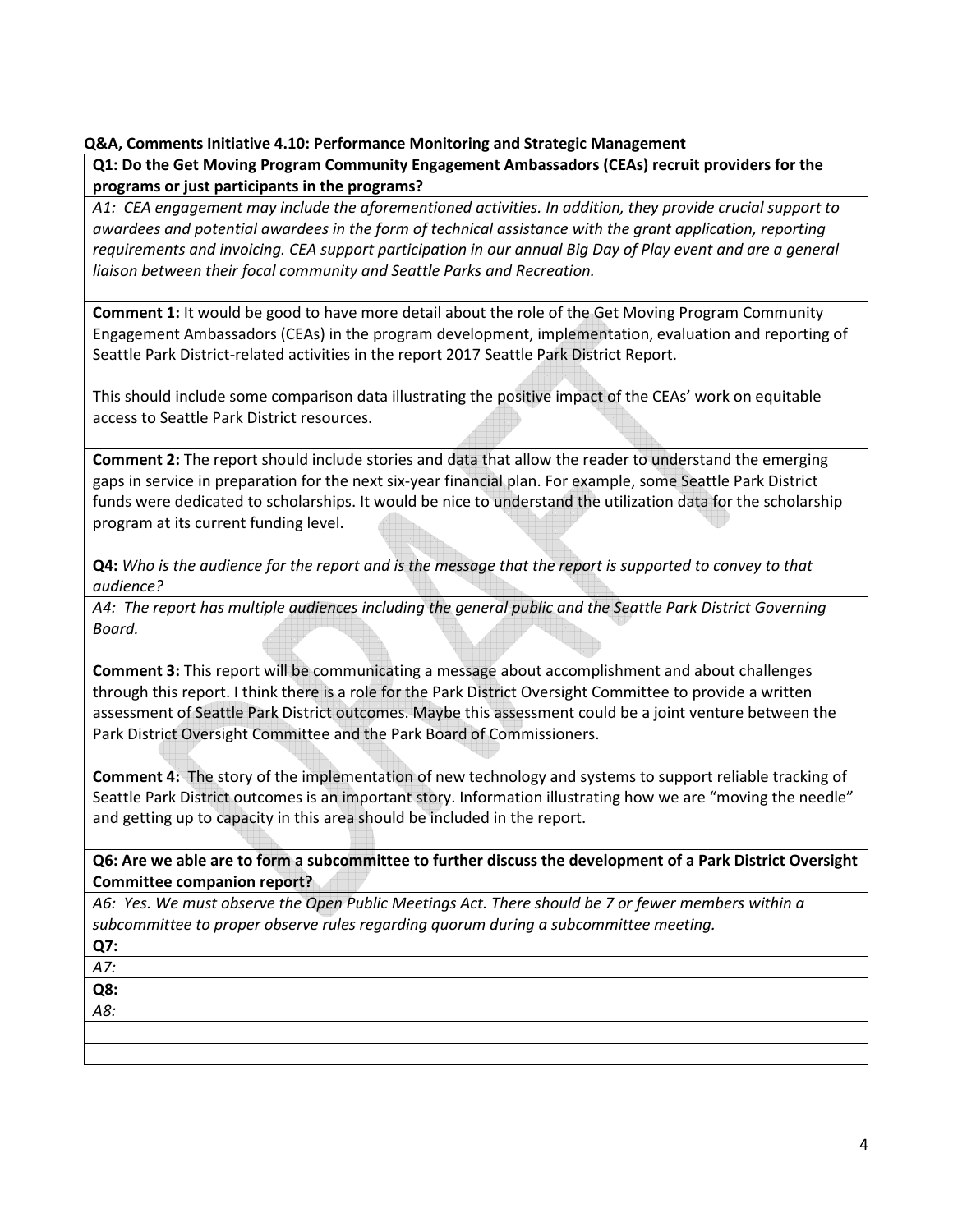**Q&A, Comments Initiative 4.10: Performance Monitoring and Strategic Management**

**Q1: Do the Get Moving Program Community Engagement Ambassadors (CEAs) recruit providers for the programs or just participants in the programs?**

*A1: CEA engagement may include the aforementioned activities. In addition, they provide crucial support to awardees and potential awardees in the form of technical assistance with the grant application, reporting requirements and invoicing. CEA support participation in our annual Big Day of Play event and are a general liaison between their focal community and Seattle Parks and Recreation.*

**Comment 1:** It would be good to have more detail about the role of the Get Moving Program Community Engagement Ambassadors (CEAs) in the program development, implementation, evaluation and reporting of Seattle Park District-related activities in the report 2017 Seattle Park District Report.

This should include some comparison data illustrating the positive impact of the CEAs' work on equitable access to Seattle Park District resources.

**Comment 2:** The report should include stories and data that allow the reader to understand the emerging gaps in service in preparation for the next six-year financial plan. For example, some Seattle Park District funds were dedicated to scholarships. It would be nice to understand the utilization data for the scholarship program at its current funding level.

**Q4:** *Who is the audience for the report and is the message that the report is supported to convey to that audience?*

*A4: The report has multiple audiences including the general public and the Seattle Park District Governing Board.*

**Comment 3:** This report will be communicating a message about accomplishment and about challenges through this report. I think there is a role for the Park District Oversight Committee to provide a written assessment of Seattle Park District outcomes. Maybe this assessment could be a joint venture between the Park District Oversight Committee and the Park Board of Commissioners.

**Comment 4:** The story of the implementation of new technology and systems to support reliable tracking of Seattle Park District outcomes is an important story. Information illustrating how we are "moving the needle" and getting up to capacity in this area should be included in the report.

**Q6: Are we able are to form a subcommittee to further discuss the development of a Park District Oversight Committee companion report?**

*A6: Yes. We must observe the Open Public Meetings Act. There should be 7 or fewer members within a subcommittee to proper observe rules regarding quorum during a subcommittee meeting.*

**Q7:**

*A7:*

**Q8:**

*A8:*